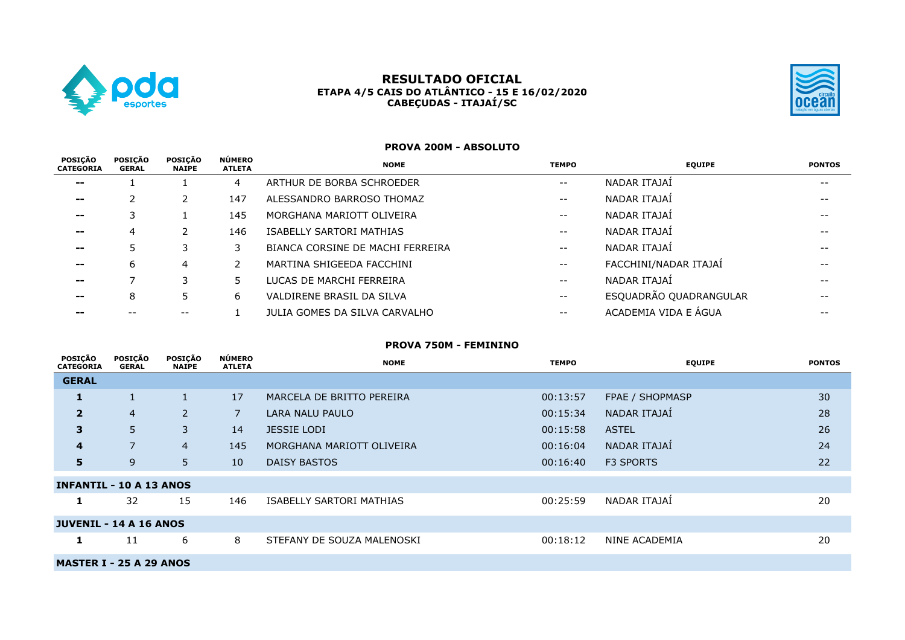# RESULTADO OFICIAL
## ETAPA 4/5 CAIS DO ATLÂNTICO - 15 E 16/02/2020
## CABEÇUDAS - ITAJAÍ/SC

### PROVA 200M - ABSOLUTO

| POSIÇÃO CATEGORIA | POSIÇÃO GERAL | POSIÇÃO NAIPE | NÚMERO ATLETA | NOME | TEMPO | EQUIPE | PONTOS |
|---|---|---|---|---|---|---|---|
| -- | 1 | 1 | 4 | ARTHUR DE BORBA SCHROEDER | -- | NADAR ITAJAÍ | -- |
| -- | 2 | 2 | 147 | ALESSANDRO BARROSO THOMAZ | -- | NADAR ITAJAÍ | -- |
| -- | 3 | 1 | 145 | MORGHANA MARIOTT OLIVEIRA | -- | NADAR ITAJAÍ | -- |
| -- | 4 | 2 | 146 | ISABELLY SARTORI MATHIAS | -- | NADAR ITAJAÍ | -- |
| -- | 5 | 3 | 3 | BIANCA CORSINE DE MACHI FERREIRA | -- | NADAR ITAJAÍ | -- |
| -- | 6 | 4 | 2 | MARTINA SHIGEEDA FACCHINI | -- | FACCHINI/NADAR ITAJAÍ | -- |
| -- | 7 | 3 | 5 | LUCAS DE MARCHI FERREIRA | -- | NADAR ITAJAÍ | -- |
| -- | 8 | 5 | 6 | VALDIRENE BRASIL DA SILVA | -- | ESQUADRÃO QUADRANGULAR | -- |
| -- | -- | -- | 1 | JULIA GOMES DA SILVA CARVALHO | -- | ACADEMIA VIDA E ÁGUA | -- |

### PROVA 750M - FEMININO

| POSIÇÃO CATEGORIA | POSIÇÃO GERAL | POSIÇÃO NAIPE | NÚMERO ATLETA | NOME | TEMPO | EQUIPE | PONTOS |
|---|---|---|---|---|---|---|---|
| **GERAL** | | | | | | | |
| **1** | 1 | 1 | 17 | MARCELA DE BRITTO PEREIRA | 00:13:57 | FPAE / SHOPMASP | 30 |
| **2** | 4 | 2 | 7 | LARA NALU PAULO | 00:15:34 | NADAR ITAJAÍ | 28 |
| **3** | 5 | 3 | 14 | JESSIE LODI | 00:15:58 | ASTEL | 26 |
| **4** | 7 | 4 | 145 | MORGHANA MARIOTT OLIVEIRA | 00:16:04 | NADAR ITAJAÍ | 24 |
| **5** | 9 | 5 | 10 | DAISY BASTOS | 00:16:40 | F3 SPORTS | 22 |
| **INFANTIL - 10 A 13 ANOS** | | | | | | | |
| **1** | 32 | 15 | 146 | ISABELLY SARTORI MATHIAS | 00:25:59 | NADAR ITAJAÍ | 20 |
| **JUVENIL - 14 A 16 ANOS** | | | | | | | |
| **1** | 11 | 6 | 8 | STEFANY DE SOUZA MALENOSKI | 00:18:12 | NINE ACADEMIA | 20 |
| **MASTER I - 25 A 29 ANOS** | | | | | | | |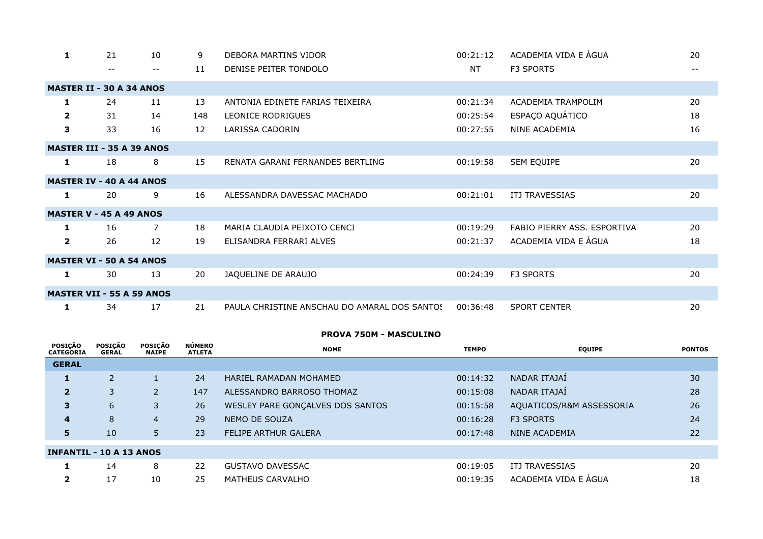| | | | | | | | |
|---|---|---|---|---|---|---|---|
| **1** | 21 | 10 | 9 | DEBORA MARTINS VIDOR | 00:21:12 | ACADEMIA VIDA E ÁGUA | 20 |
| | -- | -- | 11 | DENISE PEITER TONDOLO | NT | F3 SPORTS | -- |
| **MASTER II - 30 A 34 ANOS** | | | | | | | |
| **1** | 24 | 11 | 13 | ANTONIA EDINETE FARIAS TEIXEIRA | 00:21:34 | ACADEMIA TRAMPOLIM | 20 |
| **2** | 31 | 14 | 148 | LEONICE RODRIGUES | 00:25:54 | ESPAÇO AQUÁTICO | 18 |
| **3** | 33 | 16 | 12 | LARISSA CADORIN | 00:27:55 | NINE ACADEMIA | 16 |
| **MASTER III - 35 A 39 ANOS** | | | | | | | |
| **1** | 18 | 8 | 15 | RENATA GARANI FERNANDES BERTLING | 00:19:58 | SEM EQUIPE | 20 |
| **MASTER IV - 40 A 44 ANOS** | | | | | | | |
| **1** | 20 | 9 | 16 | ALESSANDRA DAVESSAC MACHADO | 00:21:01 | ITJ TRAVESSIAS | 20 |
| **MASTER V - 45 A 49 ANOS** | | | | | | | |
| **1** | 16 | 7 | 18 | MARIA CLAUDIA PEIXOTO CENCI | 00:19:29 | FABIO PIERRY ASS. ESPORTIVA | 20 |
| **2** | 26 | 12 | 19 | ELISANDRA FERRARI ALVES | 00:21:37 | ACADEMIA VIDA E ÁGUA | 18 |
| **MASTER VI - 50 A 54 ANOS** | | | | | | | |
| **1** | 30 | 13 | 20 | JAQUELINE DE ARAUJO | 00:24:39 | F3 SPORTS | 20 |
| **MASTER VII - 55 A 59 ANOS** | | | | | | | |
| **1** | 34 | 17 | 21 | PAULA CHRISTINE ANSCHAU DO AMARAL DOS SANTOS | 00:36:48 | SPORT CENTER | 20 |

## PROVA 750M - MASCULINO

| POSIÇÃO CATEGORIA | POSIÇÃO GERAL | POSIÇÃO NAIPE | NÚMERO ATLETA | NOME | TEMPO | EQUIPE | PONTOS |
|---|---|---|---|---|---|---|---|
| **GERAL** | | | | | | | |
| **1** | 2 | 1 | 24 | HARIEL RAMADAN MOHAMED | 00:14:32 | NADAR ITAJAÍ | 30 |
| **2** | 3 | 2 | 147 | ALESSANDRO BARROSO THOMAZ | 00:15:08 | NADAR ITAJAÍ | 28 |
| **3** | 6 | 3 | 26 | WESLEY PARE GONÇALVES DOS SANTOS | 00:15:58 | AQUATICOS/R&M ASSESSORIA | 26 |
| **4** | 8 | 4 | 29 | NEMO DE SOUZA | 00:16:28 | F3 SPORTS | 24 |
| **5** | 10 | 5 | 23 | FELIPE ARTHUR GALERA | 00:17:48 | NINE ACADEMIA | 22 |
| **INFANTIL - 10 A 13 ANOS** | | | | | | | |
| **1** | 14 | 8 | 22 | GUSTAVO DAVESSAC | 00:19:05 | ITJ TRAVESSIAS | 20 |
| **2** | 17 | 10 | 25 | MATHEUS CARVALHO | 00:19:35 | ACADEMIA VIDA E ÁGUA | 18 |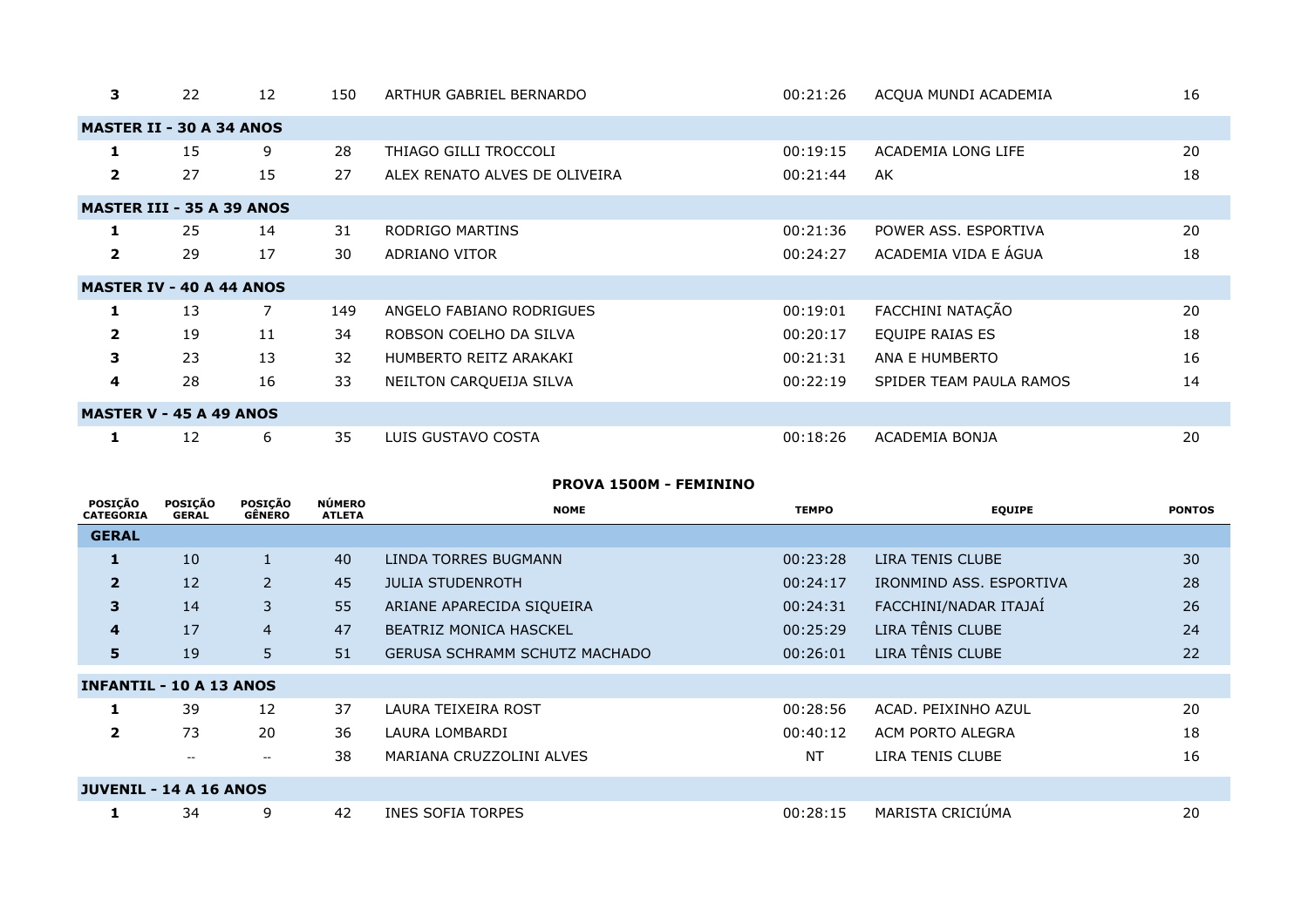| | | | | | | | |
|---|---|---|---|---|---|---|---|
| **3** | 22 | 12 | 150 | ARTHUR GABRIEL BERNARDO | 00:21:26 | ACQUA MUNDI ACADEMIA | 16 |
| **MASTER II - 30 A 34 ANOS** | | | | | | | |
| **1** | 15 | 9 | 28 | THIAGO GILLI TROCCOLI | 00:19:15 | ACADEMIA LONG LIFE | 20 |
| **2** | 27 | 15 | 27 | ALEX RENATO ALVES DE OLIVEIRA | 00:21:44 | AK | 18 |
| **MASTER III - 35 A 39 ANOS** | | | | | | | |
| **1** | 25 | 14 | 31 | RODRIGO MARTINS | 00:21:36 | POWER ASS. ESPORTIVA | 20 |
| **2** | 29 | 17 | 30 | ADRIANO VITOR | 00:24:27 | ACADEMIA VIDA E ÁGUA | 18 |
| **MASTER IV - 40 A 44 ANOS** | | | | | | | |
| **1** | 13 | 7 | 149 | ANGELO FABIANO RODRIGUES | 00:19:01 | FACCHINI NATAÇÃO | 20 |
| **2** | 19 | 11 | 34 | ROBSON COELHO DA SILVA | 00:20:17 | EQUIPE RAIAS ES | 18 |
| **3** | 23 | 13 | 32 | HUMBERTO REITZ ARAKAKI | 00:21:31 | ANA E HUMBERTO | 16 |
| **4** | 28 | 16 | 33 | NEILTON CARQUEIJA SILVA | 00:22:19 | SPIDER TEAM PAULA RAMOS | 14 |
| **MASTER V - 45 A 49 ANOS** | | | | | | | |
| **1** | 12 | 6 | 35 | LUIS GUSTAVO COSTA | 00:18:26 | ACADEMIA BONJA | 20 |

## PROVA 1500M - FEMININO

| POSIÇÃO CATEGORIA | POSIÇÃO GERAL | POSIÇÃO GÊNERO | NÚMERO ATLETA | NOME | TEMPO | EQUIPE | PONTOS |
|---|---|---|---|---|---|---|---|
| **GERAL** | | | | | | | |
| **1** | 10 | 1 | 40 | LINDA TORRES BUGMANN | 00:23:28 | LIRA TENIS CLUBE | 30 |
| **2** | 12 | 2 | 45 | JULIA STUDENROTH | 00:24:17 | IRONMIND ASS. ESPORTIVA | 28 |
| **3** | 14 | 3 | 55 | ARIANE APARECIDA SIQUEIRA | 00:24:31 | FACCHINI/NADAR ITAJAÍ | 26 |
| **4** | 17 | 4 | 47 | BEATRIZ MONICA HASCKEL | 00:25:29 | LIRA TÊNIS CLUBE | 24 |
| **5** | 19 | 5 | 51 | GERUSA SCHRAMM SCHUTZ MACHADO | 00:26:01 | LIRA TÊNIS CLUBE | 22 |
| **INFANTIL - 10 A 13 ANOS** | | | | | | | |
| **1** | 39 | 12 | 37 | LAURA TEIXEIRA ROST | 00:28:56 | ACAD. PEIXINHO AZUL | 20 |
| **2** | 73 | 20 | 36 | LAURA LOMBARDI | 00:40:12 | ACM PORTO ALEGRA | 18 |
| | -- | -- | 38 | MARIANA CRUZZOLINI ALVES | NT | LIRA TENIS CLUBE | 16 |
| **JUVENIL - 14 A 16 ANOS** | | | | | | | |
| **1** | 34 | 9 | 42 | INES SOFIA TORPES | 00:28:15 | MARISTA CRICIÚMA | 20 |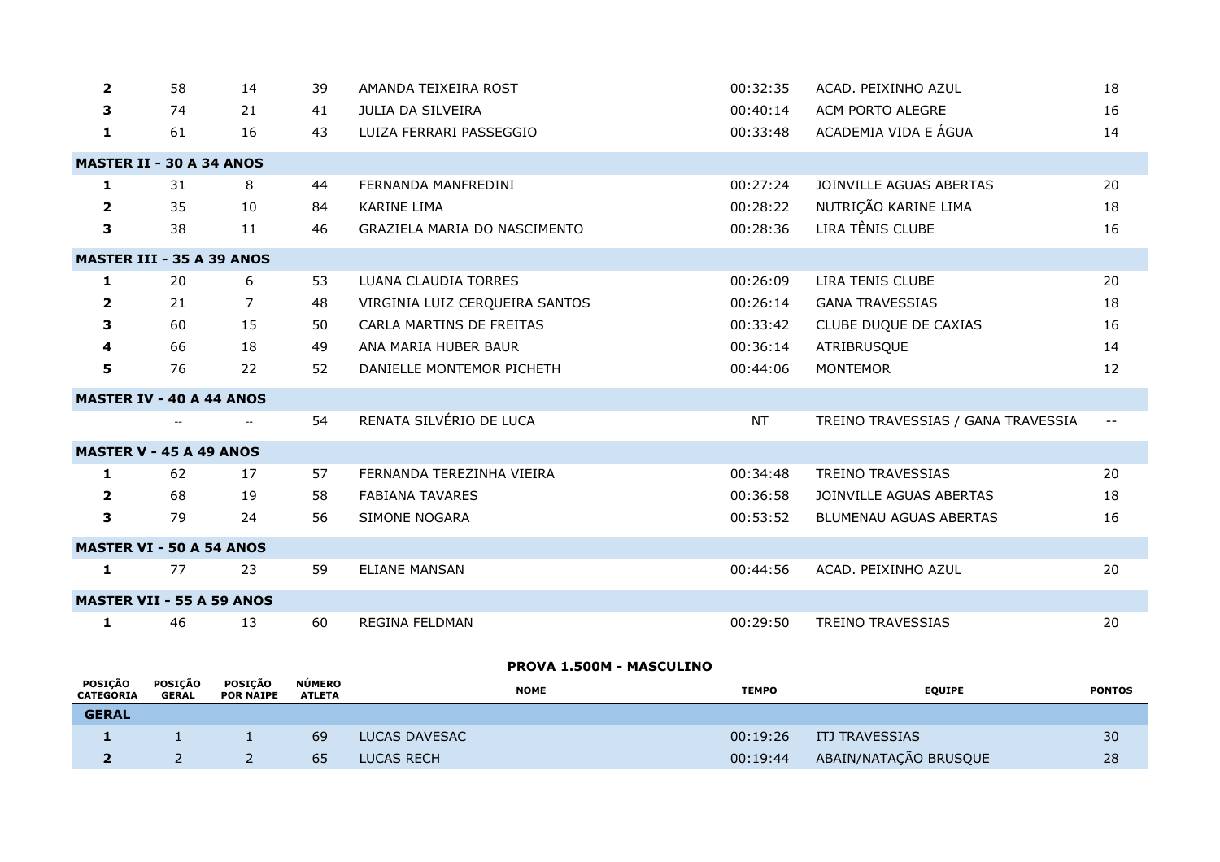| | | | | | | | |
|---|---|---|---|---|---|---|---|
| **2** | 58 | 14 | 39 | AMANDA TEIXEIRA ROST | 00:32:35 | ACAD. PEIXINHO AZUL | 18 |
| **3** | 74 | 21 | 41 | JULIA DA SILVEIRA | 00:40:14 | ACM PORTO ALEGRE | 16 |
| **1** | 61 | 16 | 43 | LUIZA FERRARI PASSEGGIO | 00:33:48 | ACADEMIA VIDA E ÁGUA | 14 |
| **MASTER II - 30 A 34 ANOS** | | | | | | | |
| **1** | 31 | 8 | 44 | FERNANDA MANFREDINI | 00:27:24 | JOINVILLE AGUAS ABERTAS | 20 |
| **2** | 35 | 10 | 84 | KARINE LIMA | 00:28:22 | NUTRIÇÃO KARINE LIMA | 18 |
| **3** | 38 | 11 | 46 | GRAZIELA MARIA DO NASCIMENTO | 00:28:36 | LIRA TÊNIS CLUBE | 16 |
| **MASTER III - 35 A 39 ANOS** | | | | | | | |
| **1** | 20 | 6 | 53 | LUANA CLAUDIA TORRES | 00:26:09 | LIRA TENIS CLUBE | 20 |
| **2** | 21 | 7 | 48 | VIRGINIA LUIZ CERQUEIRA SANTOS | 00:26:14 | GANA TRAVESSIAS | 18 |
| **3** | 60 | 15 | 50 | CARLA MARTINS DE FREITAS | 00:33:42 | CLUBE DUQUE DE CAXIAS | 16 |
| **4** | 66 | 18 | 49 | ANA MARIA HUBER BAUR | 00:36:14 | ATRIBRUSQUE | 14 |
| **5** | 76 | 22 | 52 | DANIELLE MONTEMOR PICHETH | 00:44:06 | MONTEMOR | 12 |
| **MASTER IV - 40 A 44 ANOS** | | | | | | | |
| | -- | -- | 54 | RENATA SILVÉRIO DE LUCA | NT | TREINO TRAVESSIAS / GANA TRAVESSIA | -- |
| **MASTER V - 45 A 49 ANOS** | | | | | | | |
| **1** | 62 | 17 | 57 | FERNANDA TEREZINHA VIEIRA | 00:34:48 | TREINO TRAVESSIAS | 20 |
| **2** | 68 | 19 | 58 | FABIANA TAVARES | 00:36:58 | JOINVILLE AGUAS ABERTAS | 18 |
| **3** | 79 | 24 | 56 | SIMONE NOGARA | 00:53:52 | BLUMENAU AGUAS ABERTAS | 16 |
| **MASTER VI - 50 A 54 ANOS** | | | | | | | |
| **1** | 77 | 23 | 59 | ELIANE MANSAN | 00:44:56 | ACAD. PEIXINHO AZUL | 20 |
| **MASTER VII - 55 A 59 ANOS** | | | | | | | |
| **1** | 46 | 13 | 60 | REGINA FELDMAN | 00:29:50 | TREINO TRAVESSIAS | 20 |

## PROVA 1.500M - MASCULINO

| POSIÇÃO CATEGORIA | POSIÇÃO GERAL | POSIÇÃO POR NAIPE | NÚMERO ATLETA | NOME | TEMPO | EQUIPE | PONTOS |
|---|---|---|---|---|---|---|---|
| **GERAL** | | | | | | | |
| **1** | 1 | 1 | 69 | LUCAS DAVESAC | 00:19:26 | ITJ TRAVESSIAS | 30 |
| **2** | 2 | 2 | 65 | LUCAS RECH | 00:19:44 | ABAIN/NATAÇÃO BRUSQUE | 28 |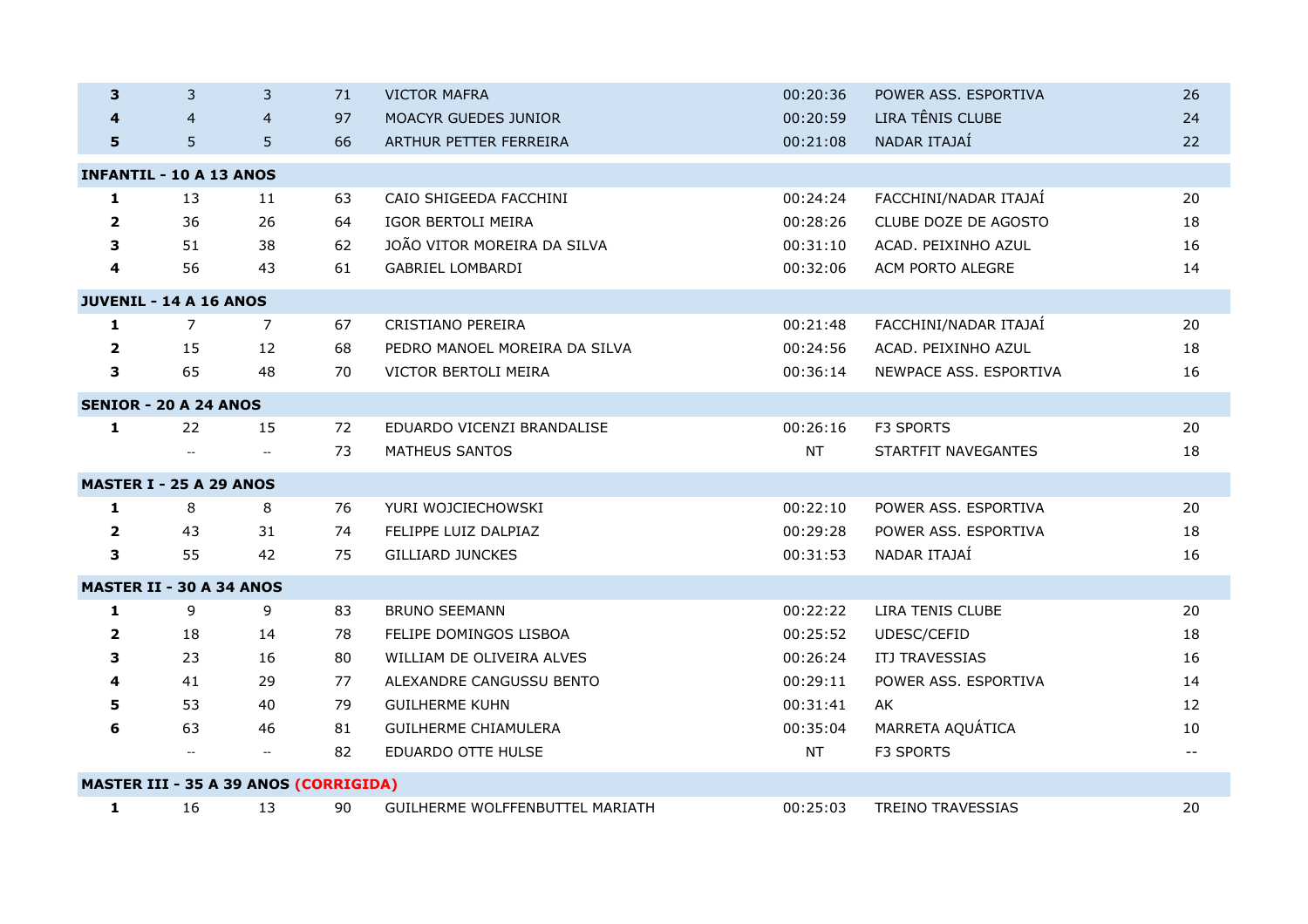| | | | | | | | |
|---|---|---|---|---|---|---|---|
| **3** | 3 | 3 | 71 | VICTOR MAFRA | 00:20:36 | POWER ASS. ESPORTIVA | 26 |
| **4** | 4 | 4 | 97 | MOACYR GUEDES JUNIOR | 00:20:59 | LIRA TÊNIS CLUBE | 24 |
| **5** | 5 | 5 | 66 | ARTHUR PETTER FERREIRA | 00:21:08 | NADAR ITAJAÍ | 22 |
| **INFANTIL - 10 A 13 ANOS** | | | | | | | |
| **1** | 13 | 11 | 63 | CAIO SHIGEEDA FACCHINI | 00:24:24 | FACCHINI/NADAR ITAJAÍ | 20 |
| **2** | 36 | 26 | 64 | IGOR BERTOLI MEIRA | 00:28:26 | CLUBE DOZE DE AGOSTO | 18 |
| **3** | 51 | 38 | 62 | JOÃO VITOR MOREIRA DA SILVA | 00:31:10 | ACAD. PEIXINHO AZUL | 16 |
| **4** | 56 | 43 | 61 | GABRIEL LOMBARDI | 00:32:06 | ACM PORTO ALEGRE | 14 |
| **JUVENIL - 14 A 16 ANOS** | | | | | | | |
| **1** | 7 | 7 | 67 | CRISTIANO PEREIRA | 00:21:48 | FACCHINI/NADAR ITAJAÍ | 20 |
| **2** | 15 | 12 | 68 | PEDRO MANOEL MOREIRA DA SILVA | 00:24:56 | ACAD. PEIXINHO AZUL | 18 |
| **3** | 65 | 48 | 70 | VICTOR BERTOLI MEIRA | 00:36:14 | NEWPACE ASS. ESPORTIVA | 16 |
| **SENIOR - 20 A 24 ANOS** | | | | | | | |
| **1** | 22 | 15 | 72 | EDUARDO VICENZI BRANDALISE | 00:26:16 | F3 SPORTS | 20 |
| | -- | -- | 73 | MATHEUS SANTOS | NT | STARTFIT NAVEGANTES | 18 |
| **MASTER I - 25 A 29 ANOS** | | | | | | | |
| **1** | 8 | 8 | 76 | YURI WOJCIECHOWSKI | 00:22:10 | POWER ASS. ESPORTIVA | 20 |
| **2** | 43 | 31 | 74 | FELIPPE LUIZ DALPIAZ | 00:29:28 | POWER ASS. ESPORTIVA | 18 |
| **3** | 55 | 42 | 75 | GILLIARD JUNCKES | 00:31:53 | NADAR ITAJAÍ | 16 |
| **MASTER II - 30 A 34 ANOS** | | | | | | | |
| **1** | 9 | 9 | 83 | BRUNO SEEMANN | 00:22:22 | LIRA TENIS CLUBE | 20 |
| **2** | 18 | 14 | 78 | FELIPE DOMINGOS LISBOA | 00:25:52 | UDESC/CEFID | 18 |
| **3** | 23 | 16 | 80 | WILLIAM DE OLIVEIRA ALVES | 00:26:24 | ITJ TRAVESSIAS | 16 |
| **4** | 41 | 29 | 77 | ALEXANDRE CANGUSSU BENTO | 00:29:11 | POWER ASS. ESPORTIVA | 14 |
| **5** | 53 | 40 | 79 | GUILHERME KUHN | 00:31:41 | AK | 12 |
| **6** | 63 | 46 | 81 | GUILHERME CHIAMULERA | 00:35:04 | MARRETA AQUÁTICA | 10 |
| | -- | -- | 82 | EDUARDO OTTE HULSE | NT | F3 SPORTS | -- |
| **MASTER III - 35 A 39 ANOS (CORRIGIDA)** | | | | | | | |
| **1** | 16 | 13 | 90 | GUILHERME WOLFFENBUTTEL MARIATH | 00:25:03 | TREINO TRAVESSIAS | 20 |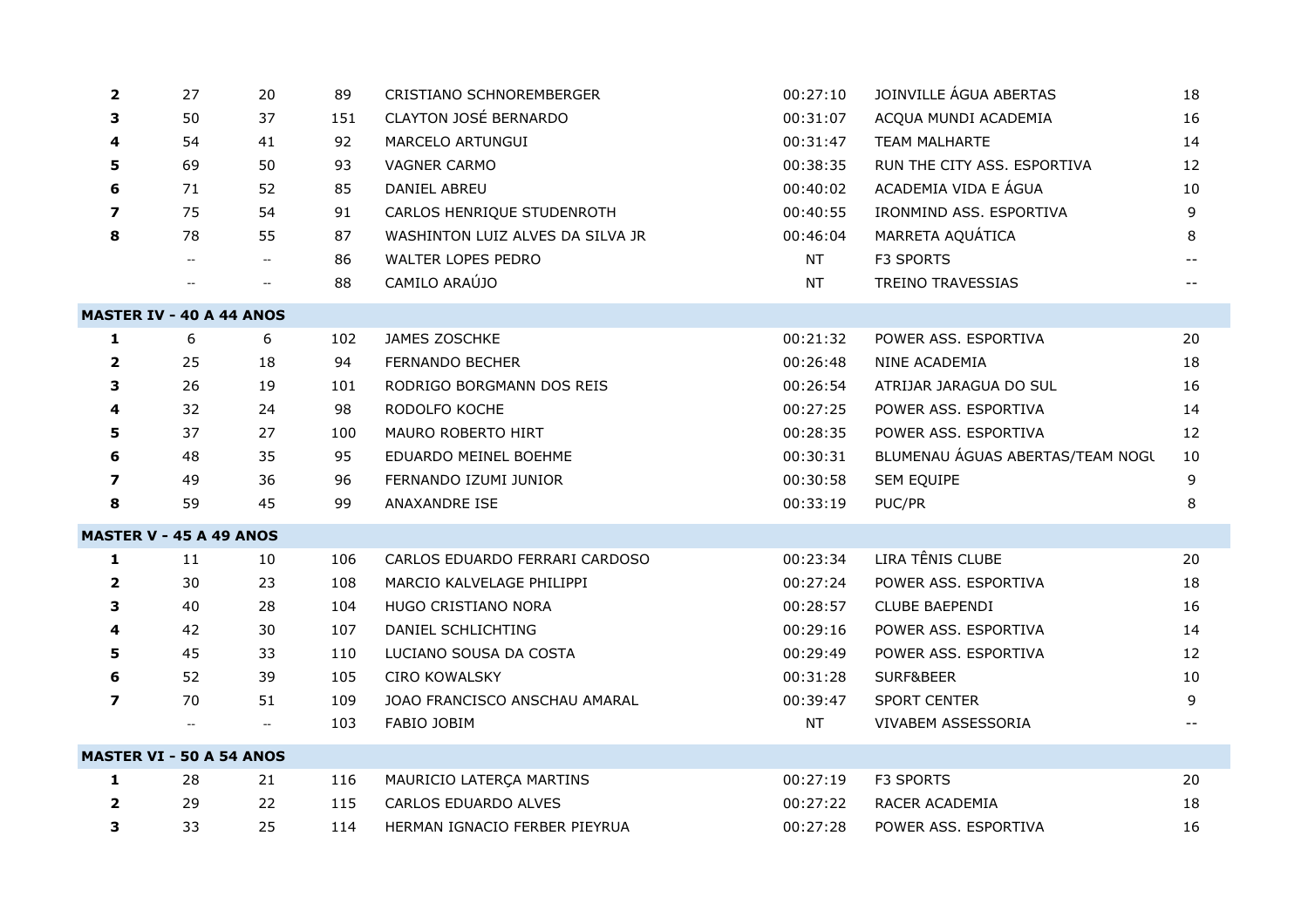| | | | | | | | |
|---|---|---|---|---|---|---|---|
| **2** | 27 | 20 | 89 | CRISTIANO SCHNOREMBERGER | 00:27:10 | JOINVILLE ÁGUA ABERTAS | 18 |
| **3** | 50 | 37 | 151 | CLAYTON JOSÉ BERNARDO | 00:31:07 | ACQUA MUNDI ACADEMIA | 16 |
| **4** | 54 | 41 | 92 | MARCELO ARTUNGUI | 00:31:47 | TEAM MALHARTE | 14 |
| **5** | 69 | 50 | 93 | VAGNER CARMO | 00:38:35 | RUN THE CITY ASS. ESPORTIVA | 12 |
| **6** | 71 | 52 | 85 | DANIEL ABREU | 00:40:02 | ACADEMIA VIDA E ÁGUA | 10 |
| **7** | 75 | 54 | 91 | CARLOS HENRIQUE STUDENROTH | 00:40:55 | IRONMIND ASS. ESPORTIVA | 9 |
| **8** | 78 | 55 | 87 | WASHINTON LUIZ ALVES DA SILVA JR | 00:46:04 | MARRETA AQUÁTICA | 8 |
| | -- | -- | 86 | WALTER LOPES PEDRO | NT | F3 SPORTS | -- |
| | -- | -- | 88 | CAMILO ARAÚJO | NT | TREINO TRAVESSIAS | -- |
| **MASTER IV - 40 A 44 ANOS** | | | | | | | |
| **1** | 6 | 6 | 102 | JAMES ZOSCHKE | 00:21:32 | POWER ASS. ESPORTIVA | 20 |
| **2** | 25 | 18 | 94 | FERNANDO BECHER | 00:26:48 | NINE ACADEMIA | 18 |
| **3** | 26 | 19 | 101 | RODRIGO BORGMANN DOS REIS | 00:26:54 | ATRIJAR JARAGUA DO SUL | 16 |
| **4** | 32 | 24 | 98 | RODOLFO KOCHE | 00:27:25 | POWER ASS. ESPORTIVA | 14 |
| **5** | 37 | 27 | 100 | MAURO ROBERTO HIRT | 00:28:35 | POWER ASS. ESPORTIVA | 12 |
| **6** | 48 | 35 | 95 | EDUARDO MEINEL BOEHME | 00:30:31 | BLUMENAU ÁGUAS ABERTAS/TEAM NOGU | 10 |
| **7** | 49 | 36 | 96 | FERNANDO IZUMI JUNIOR | 00:30:58 | SEM EQUIPE | 9 |
| **8** | 59 | 45 | 99 | ANAXANDRE ISE | 00:33:19 | PUC/PR | 8 |
| **MASTER V - 45 A 49 ANOS** | | | | | | | |
| **1** | 11 | 10 | 106 | CARLOS EDUARDO FERRARI CARDOSO | 00:23:34 | LIRA TÊNIS CLUBE | 20 |
| **2** | 30 | 23 | 108 | MARCIO KALVELAGE PHILIPPI | 00:27:24 | POWER ASS. ESPORTIVA | 18 |
| **3** | 40 | 28 | 104 | HUGO CRISTIANO NORA | 00:28:57 | CLUBE BAEPENDI | 16 |
| **4** | 42 | 30 | 107 | DANIEL SCHLICHTING | 00:29:16 | POWER ASS. ESPORTIVA | 14 |
| **5** | 45 | 33 | 110 | LUCIANO SOUSA DA COSTA | 00:29:49 | POWER ASS. ESPORTIVA | 12 |
| **6** | 52 | 39 | 105 | CIRO KOWALSKY | 00:31:28 | SURF&BEER | 10 |
| **7** | 70 | 51 | 109 | JOAO FRANCISCO ANSCHAU AMARAL | 00:39:47 | SPORT CENTER | 9 |
| | -- | -- | 103 | FABIO JOBIM | NT | VIVABEM ASSESSORIA | -- |
| **MASTER VI - 50 A 54 ANOS** | | | | | | | |
| **1** | 28 | 21 | 116 | MAURICIO LATERÇA MARTINS | 00:27:19 | F3 SPORTS | 20 |
| **2** | 29 | 22 | 115 | CARLOS EDUARDO ALVES | 00:27:22 | RACER ACADEMIA | 18 |
| **3** | 33 | 25 | 114 | HERMAN IGNACIO FERBER PIEYRUA | 00:27:28 | POWER ASS. ESPORTIVA | 16 |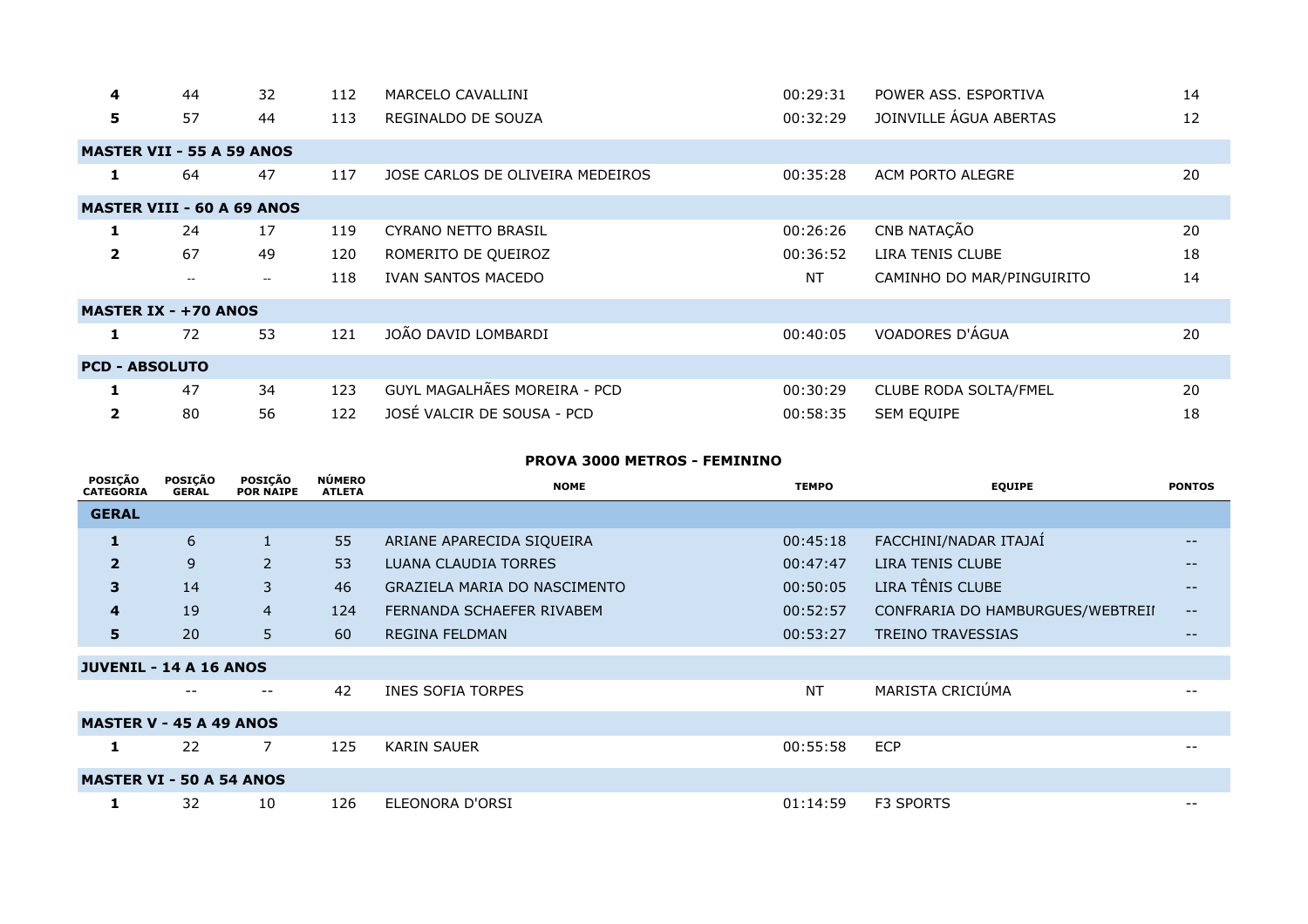| | | | | | | | |
|---|---|---|---|---|---|---|---|
| **4** | 44 | 32 | 112 | MARCELO CAVALLINI | 00:29:31 | POWER ASS. ESPORTIVA | 14 |
| **5** | 57 | 44 | 113 | REGINALDO DE SOUZA | 00:32:29 | JOINVILLE ÁGUA ABERTAS | 12 |
| **MASTER VII - 55 A 59 ANOS** | | | | | | | |
| **1** | 64 | 47 | 117 | JOSE CARLOS DE OLIVEIRA MEDEIROS | 00:35:28 | ACM PORTO ALEGRE | 20 |
| **MASTER VIII - 60 A 69 ANOS** | | | | | | | |
| **1** | 24 | 17 | 119 | CYRANO NETTO BRASIL | 00:26:26 | CNB NATAÇÃO | 20 |
| **2** | 67 | 49 | 120 | ROMERITO DE QUEIROZ | 00:36:52 | LIRA TENIS CLUBE | 18 |
| | -- | -- | 118 | IVAN SANTOS MACEDO | NT | CAMINHO DO MAR/PINGUIRITO | 14 |
| **MASTER IX - +70 ANOS** | | | | | | | |
| **1** | 72 | 53 | 121 | JOÃO DAVID LOMBARDI | 00:40:05 | VOADORES D'ÁGUA | 20 |
| **PCD - ABSOLUTO** | | | | | | | |
| **1** | 47 | 34 | 123 | GUYL MAGALHÃES MOREIRA - PCD | 00:30:29 | CLUBE RODA SOLTA/FMEL | 20 |
| **2** | 80 | 56 | 122 | JOSÉ VALCIR DE SOUSA - PCD | 00:58:35 | SEM EQUIPE | 18 |

## PROVA 3000 METROS - FEMININO

| POSIÇÃO CATEGORIA | POSIÇÃO GERAL | POSIÇÃO POR NAIPE | NÚMERO ATLETA | NOME | TEMPO | EQUIPE | PONTOS |
|---|---|---|---|---|---|---|---|
| **GERAL** | | | | | | | |
| **1** | 6 | 1 | 55 | ARIANE APARECIDA SIQUEIRA | 00:45:18 | FACCHINI/NADAR ITAJAÍ | -- |
| **2** | 9 | 2 | 53 | LUANA CLAUDIA TORRES | 00:47:47 | LIRA TENIS CLUBE | -- |
| **3** | 14 | 3 | 46 | GRAZIELA MARIA DO NASCIMENTO | 00:50:05 | LIRA TÊNIS CLUBE | -- |
| **4** | 19 | 4 | 124 | FERNANDA SCHAEFER RIVABEM | 00:52:57 | CONFRARIA DO HAMBURGUES/WEBTREII | -- |
| **5** | 20 | 5 | 60 | REGINA FELDMAN | 00:53:27 | TREINO TRAVESSIAS | -- |
| **JUVENIL - 14 A 16 ANOS** | | | | | | | |
| | -- | -- | 42 | INES SOFIA TORPES | NT | MARISTA CRICIÚMA | -- |
| **MASTER V - 45 A 49 ANOS** | | | | | | | |
| **1** | 22 | 7 | 125 | KARIN SAUER | 00:55:58 | ECP | -- |
| **MASTER VI - 50 A 54 ANOS** | | | | | | | |
| **1** | 32 | 10 | 126 | ELEONORA D'ORSI | 01:14:59 | F3 SPORTS | -- |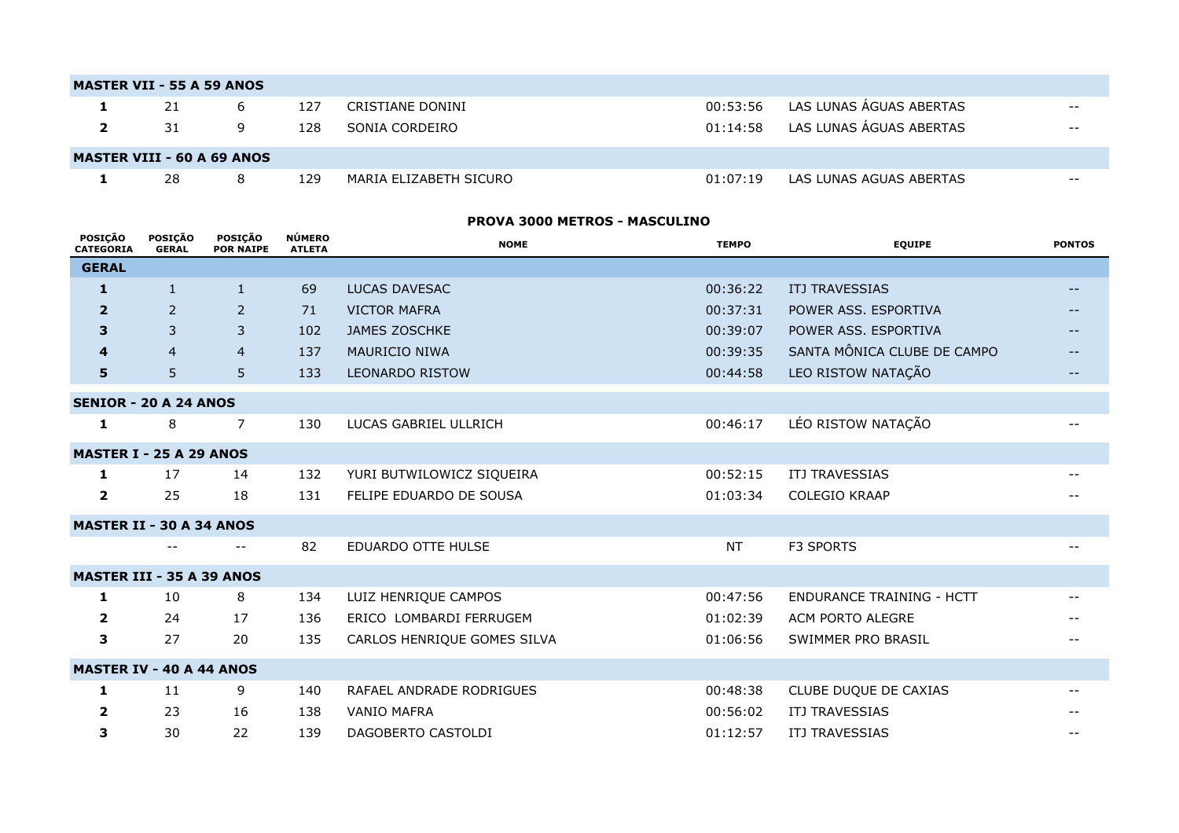| MASTER VII - 55 A 59 ANOS | | | | | | | |
|---|---|---|---|---|---|---|---|
| **1** | 21 | 6 | 127 | CRISTIANE DONINI | 00:53:56 | LAS LUNAS ÁGUAS ABERTAS | -- |
| **2** | 31 | 9 | 128 | SONIA CORDEIRO | 01:14:58 | LAS LUNAS ÁGUAS ABERTAS | -- |
| **MASTER VIII - 60 A 69 ANOS** | | | | | | | |
| **1** | 28 | 8 | 129 | MARIA ELIZABETH SICURO | 01:07:19 | LAS LUNAS AGUAS ABERTAS | -- |

## PROVA 3000 METROS - MASCULINO

| POSIÇÃO CATEGORIA | POSIÇÃO GERAL | POSIÇÃO POR NAIPE | NÚMERO ATLETA | NOME | TEMPO | EQUIPE | PONTOS |
|---|---|---|---|---|---|---|---|
| **GERAL** | | | | | | | |
| **1** | 1 | 1 | 69 | LUCAS DAVESAC | 00:36:22 | ITJ TRAVESSIAS | -- |
| **2** | 2 | 2 | 71 | VICTOR MAFRA | 00:37:31 | POWER ASS. ESPORTIVA | -- |
| **3** | 3 | 3 | 102 | JAMES ZOSCHKE | 00:39:07 | POWER ASS. ESPORTIVA | -- |
| **4** | 4 | 4 | 137 | MAURICIO NIWA | 00:39:35 | SANTA MÔNICA CLUBE DE CAMPO | -- |
| **5** | 5 | 5 | 133 | LEONARDO RISTOW | 00:44:58 | LEO RISTOW NATAÇÃO | -- |
| **SENIOR - 20 A 24 ANOS** | | | | | | | |
| **1** | 8 | 7 | 130 | LUCAS GABRIEL ULLRICH | 00:46:17 | LÉO RISTOW NATAÇÃO | -- |
| **MASTER I - 25 A 29 ANOS** | | | | | | | |
| **1** | 17 | 14 | 132 | YURI BUTWILOWICZ SIQUEIRA | 00:52:15 | ITJ TRAVESSIAS | -- |
| **2** | 25 | 18 | 131 | FELIPE EDUARDO DE SOUSA | 01:03:34 | COLEGIO KRAAP | -- |
| **MASTER II - 30 A 34 ANOS** | | | | | | | |
| | -- | -- | 82 | EDUARDO OTTE HULSE | NT | F3 SPORTS | -- |
| **MASTER III - 35 A 39 ANOS** | | | | | | | |
| **1** | 10 | 8 | 134 | LUIZ HENRIQUE CAMPOS | 00:47:56 | ENDURANCE TRAINING - HCTT | -- |
| **2** | 24 | 17 | 136 | ERICO LOMBARDI FERRUGEM | 01:02:39 | ACM PORTO ALEGRE | -- |
| **3** | 27 | 20 | 135 | CARLOS HENRIQUE GOMES SILVA | 01:06:56 | SWIMMER PRO BRASIL | -- |
| **MASTER IV - 40 A 44 ANOS** | | | | | | | |
| **1** | 11 | 9 | 140 | RAFAEL ANDRADE RODRIGUES | 00:48:38 | CLUBE DUQUE DE CAXIAS | -- |
| **2** | 23 | 16 | 138 | VANIO MAFRA | 00:56:02 | ITJ TRAVESSIAS | -- |
| **3** | 30 | 22 | 139 | DAGOBERTO CASTOLDI | 01:12:57 | ITJ TRAVESSIAS | -- |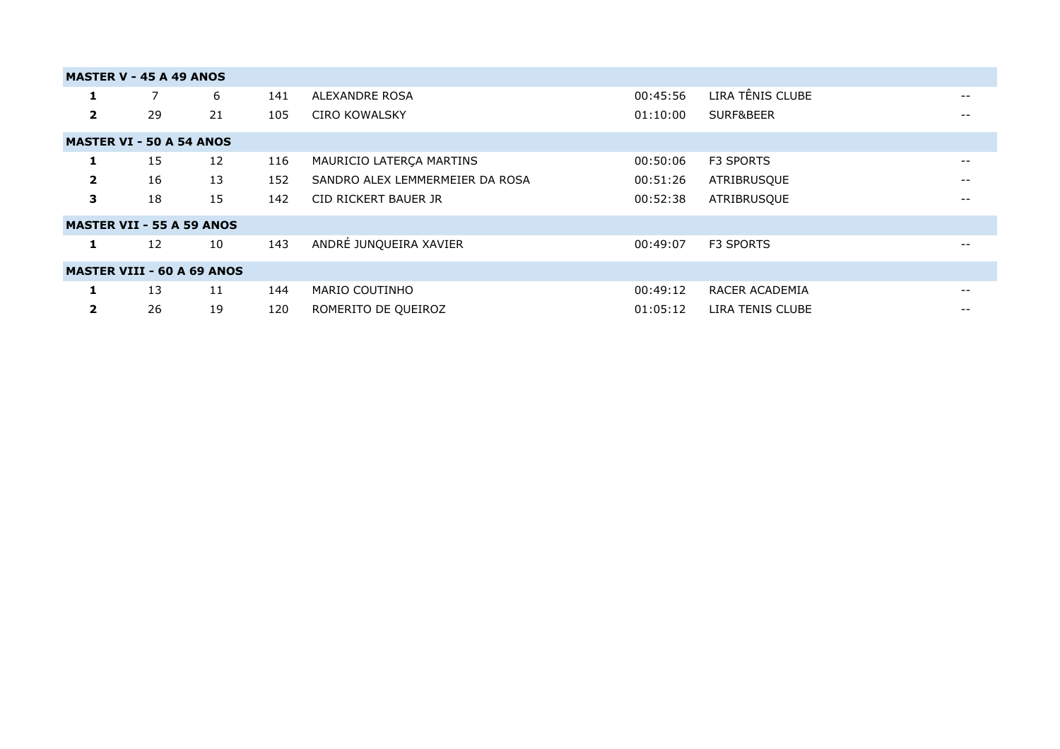| | | | | | | | |
|---|---|---|---|---|---|---|---|
| **MASTER V - 45 A 49 ANOS** | | | | | | | |
| **1** | 7 | 6 | 141 | ALEXANDRE ROSA | 00:45:56 | LIRA TÊNIS CLUBE | -- |
| **2** | 29 | 21 | 105 | CIRO KOWALSKY | 01:10:00 | SURF&BEER | -- |
| **MASTER VI - 50 A 54 ANOS** | | | | | | | |
| **1** | 15 | 12 | 116 | MAURICIO LATERÇA MARTINS | 00:50:06 | F3 SPORTS | -- |
| **2** | 16 | 13 | 152 | SANDRO ALEX LEMMERMEIER DA ROSA | 00:51:26 | ATRIBRUSQUE | -- |
| **3** | 18 | 15 | 142 | CID RICKERT BAUER JR | 00:52:38 | ATRIBRUSQUE | -- |
| **MASTER VII - 55 A 59 ANOS** | | | | | | | |
| **1** | 12 | 10 | 143 | ANDRÉ JUNQUEIRA XAVIER | 00:49:07 | F3 SPORTS | -- |
| **MASTER VIII - 60 A 69 ANOS** | | | | | | | |
| **1** | 13 | 11 | 144 | MARIO COUTINHO | 00:49:12 | RACER ACADEMIA | -- |
| **2** | 26 | 19 | 120 | ROMERITO DE QUEIROZ | 01:05:12 | LIRA TENIS CLUBE | -- |